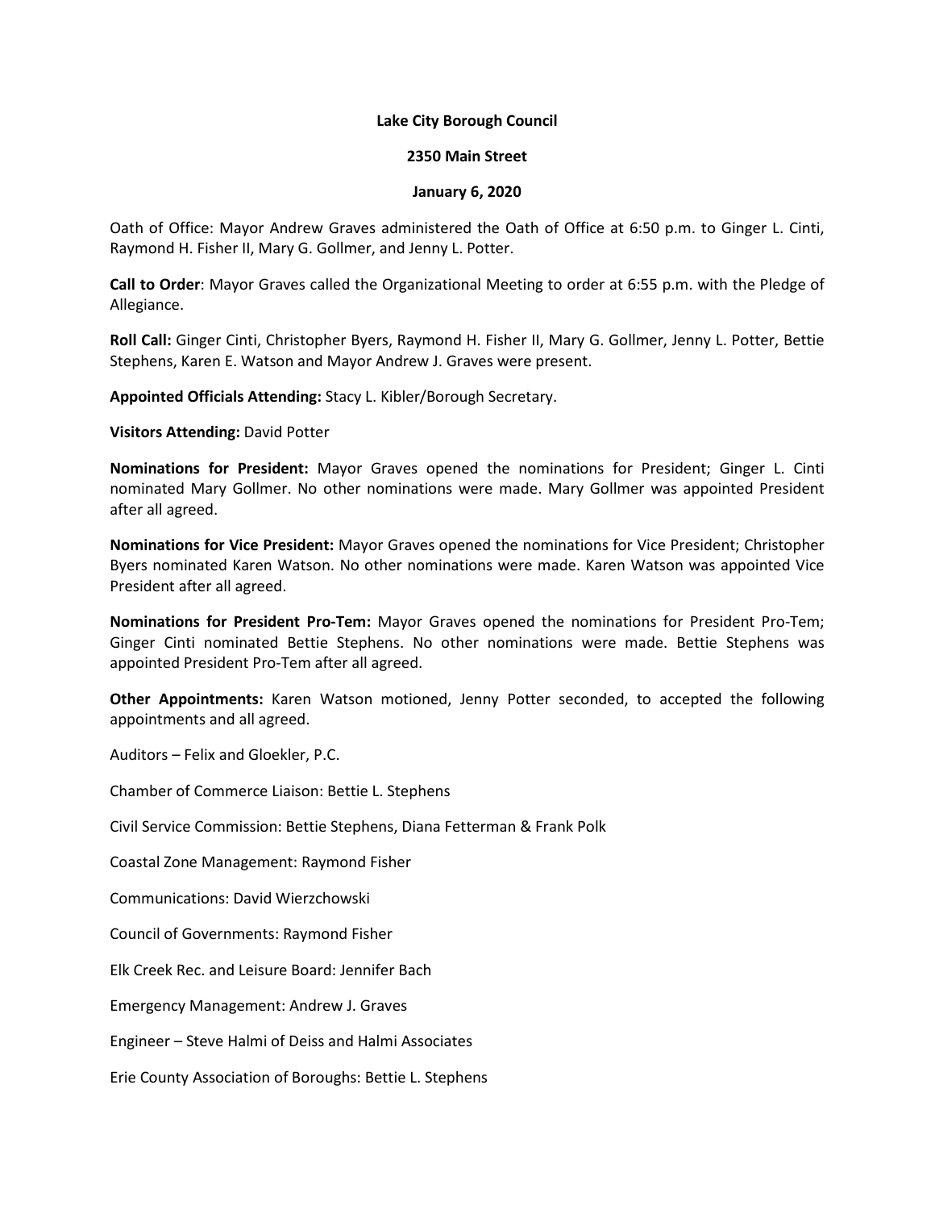**Lake City Borough Council**

**2350 Main Street**

**January 6, 2020**

Oath of Office: Mayor Andrew Graves administered the Oath of Office at 6:50 p.m. to Ginger L. Cinti, Raymond H. Fisher II, Mary G. Gollmer, and Jenny L. Potter.

**Call to Order**: Mayor Graves called the Organizational Meeting to order at 6:55 p.m. with the Pledge of Allegiance.

**Roll Call:** Ginger Cinti, Christopher Byers, Raymond H. Fisher II, Mary G. Gollmer, Jenny L. Potter, Bettie Stephens, Karen E. Watson and Mayor Andrew J. Graves were present.

**Appointed Officials Attending:** Stacy L. Kibler/Borough Secretary.

**Visitors Attending:** David Potter

**Nominations for President:** Mayor Graves opened the nominations for President; Ginger L. Cinti nominated Mary Gollmer. No other nominations were made. Mary Gollmer was appointed President after all agreed.

**Nominations for Vice President:** Mayor Graves opened the nominations for Vice President; Christopher Byers nominated Karen Watson. No other nominations were made. Karen Watson was appointed Vice President after all agreed.

**Nominations for President Pro-Tem:** Mayor Graves opened the nominations for President Pro-Tem; Ginger Cinti nominated Bettie Stephens. No other nominations were made. Bettie Stephens was appointed President Pro-Tem after all agreed.

**Other Appointments:** Karen Watson motioned, Jenny Potter seconded, to accepted the following appointments and all agreed.

Auditors – Felix and Gloekler, P.C.

Chamber of Commerce Liaison: Bettie L. Stephens

Civil Service Commission: Bettie Stephens, Diana Fetterman & Frank Polk

Coastal Zone Management: Raymond Fisher

Communications: David Wierzchowski

Council of Governments: Raymond Fisher

Elk Creek Rec. and Leisure Board: Jennifer Bach

Emergency Management: Andrew J. Graves

Engineer – Steve Halmi of Deiss and Halmi Associates

Erie County Association of Boroughs: Bettie L. Stephens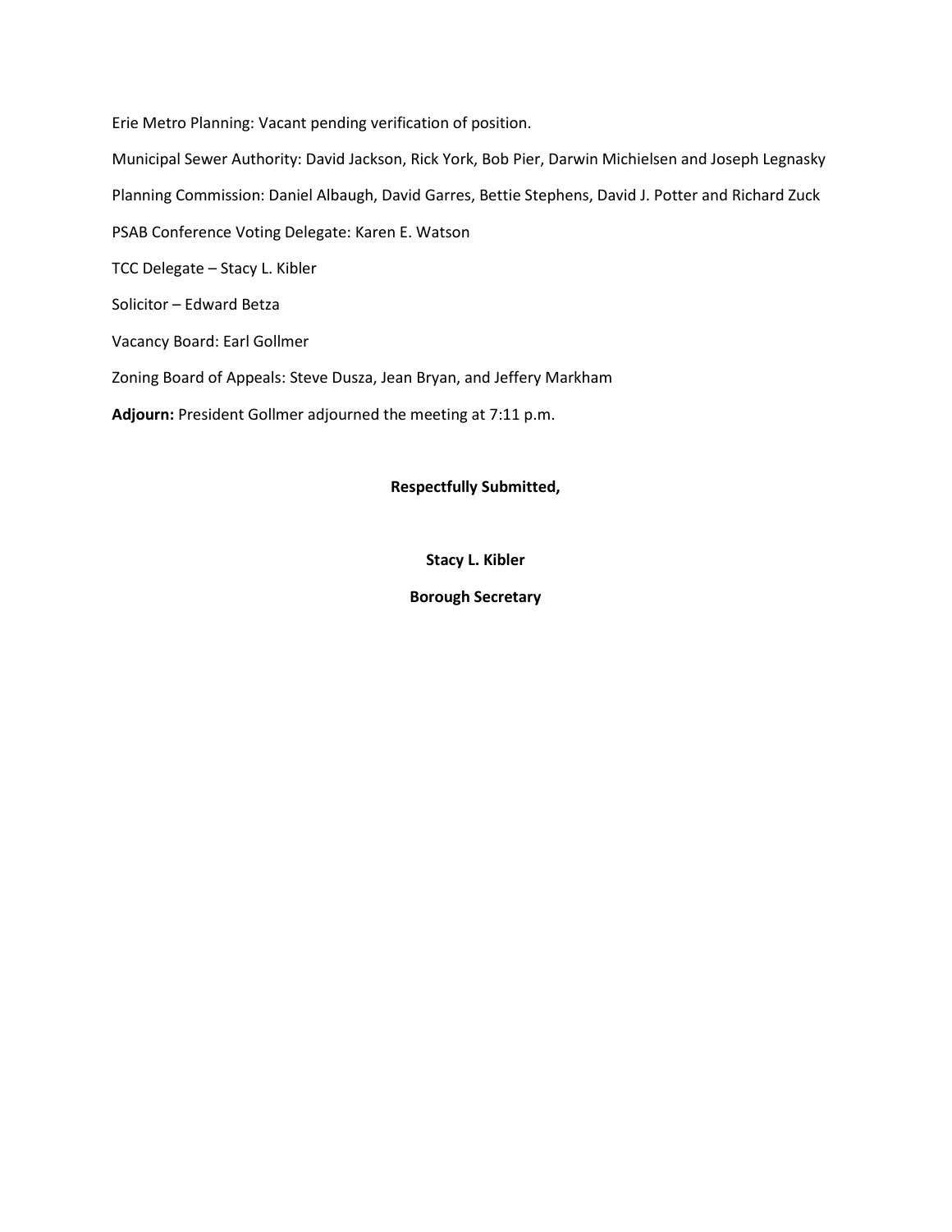Erie Metro Planning: Vacant pending verification of position.

Municipal Sewer Authority: David Jackson, Rick York, Bob Pier, Darwin Michielsen and Joseph Legnasky

Planning Commission: Daniel Albaugh, David Garres, Bettie Stephens, David J. Potter and Richard Zuck

PSAB Conference Voting Delegate: Karen E. Watson

TCC Delegate – Stacy L. Kibler

Solicitor – Edward Betza

Vacancy Board: Earl Gollmer

Zoning Board of Appeals: Steve Dusza, Jean Bryan, and Jeffery Markham

**Adjourn:** President Gollmer adjourned the meeting at 7:11 p.m.

**Respectfully Submitted,**

**Stacy L. Kibler**

**Borough Secretary**